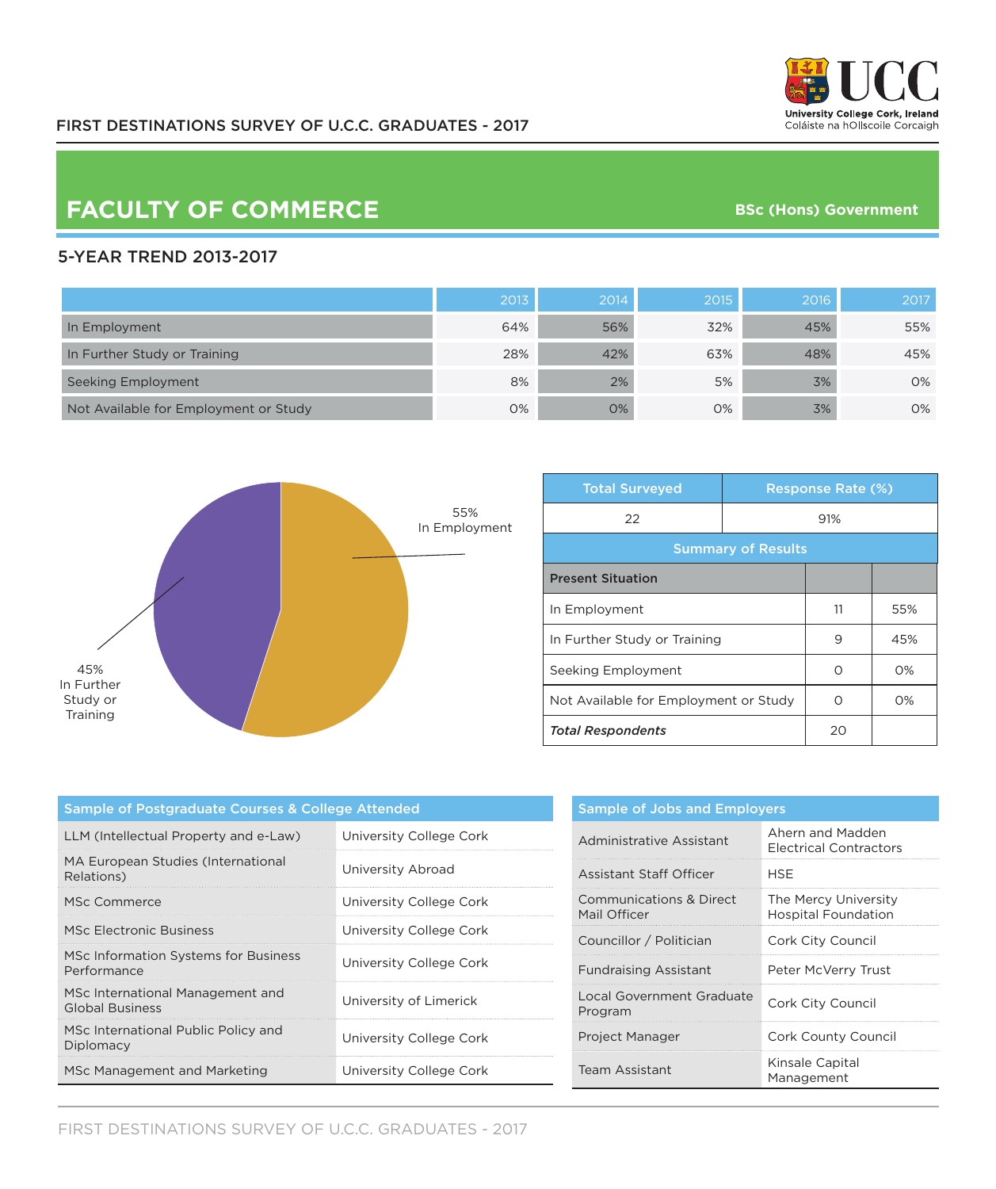FIRST DESTINATIONS SURVEY OF U.C.C. GRADUATES - 2017

UCC
University College Cork, Ireland
Coláiste na hOllscoile Corcaigh

# FACULTY OF COMMERCE

**BSc (Hons) Government**

## 5-YEAR TREND 2013-2017

| | 2013 | 2014 | 2015 | 2016 | 2017 |
|---|---|---|---|---|---|
| In Employment | 64% | 56% | 32% | 45% | 55% |
| In Further Study or Training | 28% | 42% | 63% | 48% | 45% |
| Seeking Employment | 8% | 2% | 5% | 3% | 0% |
| Not Available for Employment or Study | 0% | 0% | 0% | 3% | 0% |

55% In Employment

45% In Further Study or Training

| Total Surveyed | Response Rate (%) |
|---|---|
| 22 | 91% |

**Summary of Results**

| Present Situation | | |
|---|---|---|
| In Employment | 11 | 55% |
| In Further Study or Training | 9 | 45% |
| Seeking Employment | 0 | 0% |
| Not Available for Employment or Study | 0 | 0% |
| ***Total Respondents*** | 20 | |

### Sample of Postgraduate Courses & College Attended

| Course | College |
|---|---|
| LLM (Intellectual Property and e-Law) | University College Cork |
| MA European Studies (International Relations) | University Abroad |
| MSc Commerce | University College Cork |
| MSc Electronic Business | University College Cork |
| MSc Information Systems for Business Performance | University College Cork |
| MSc International Management and Global Business | University of Limerick |
| MSc International Public Policy and Diplomacy | University College Cork |
| MSc Management and Marketing | University College Cork |

### Sample of Jobs and Employers

| Job | Employer |
|---|---|
| Administrative Assistant | Ahern and Madden Electrical Contractors |
| Assistant Staff Officer | HSE |
| Communications & Direct Mail Officer | The Mercy University Hospital Foundation |
| Councillor / Politician | Cork City Council |
| Fundraising Assistant | Peter McVerry Trust |
| Local Government Graduate Program | Cork City Council |
| Project Manager | Cork County Council |
| Team Assistant | Kinsale Capital Management |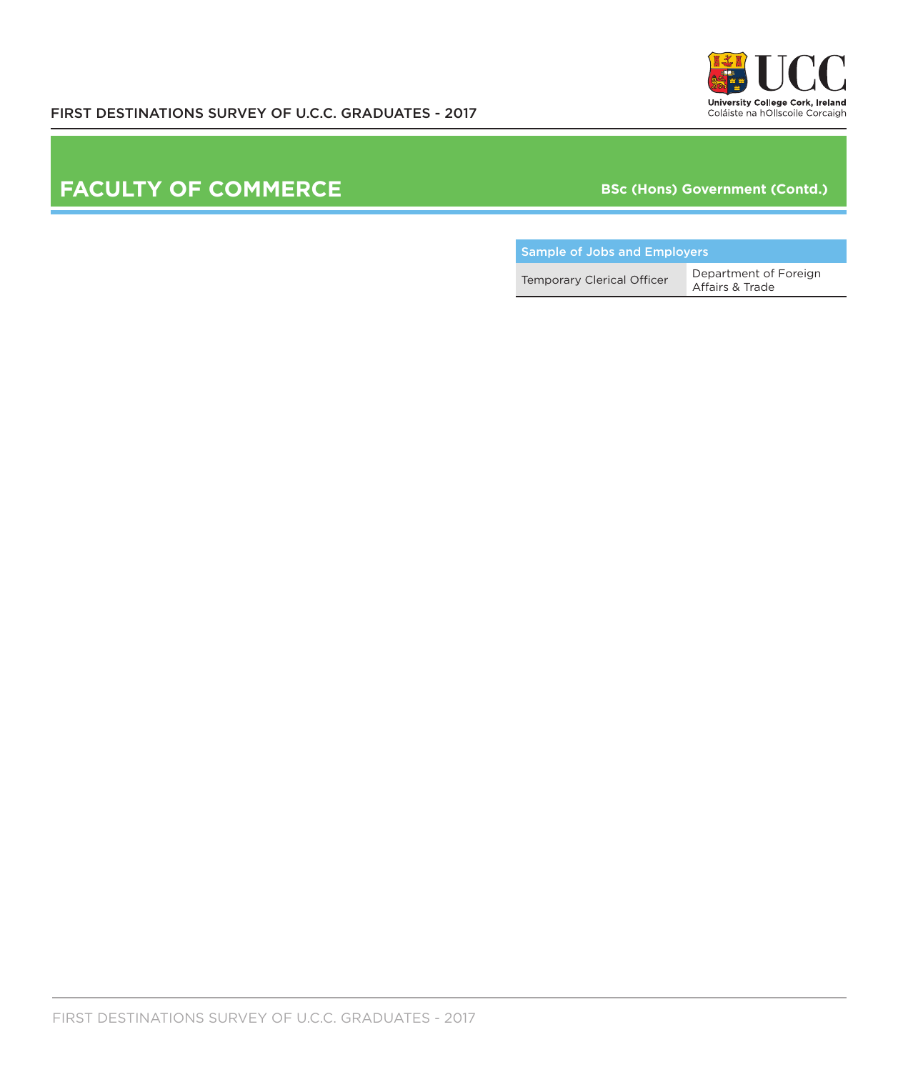# FACULTY OF COMMERCE

**BSc (Hons) Government (Contd.)**

| Sample of Jobs and Employers | |
|---|---|
| Temporary Clerical Officer | Department of Foreign Affairs & Trade |